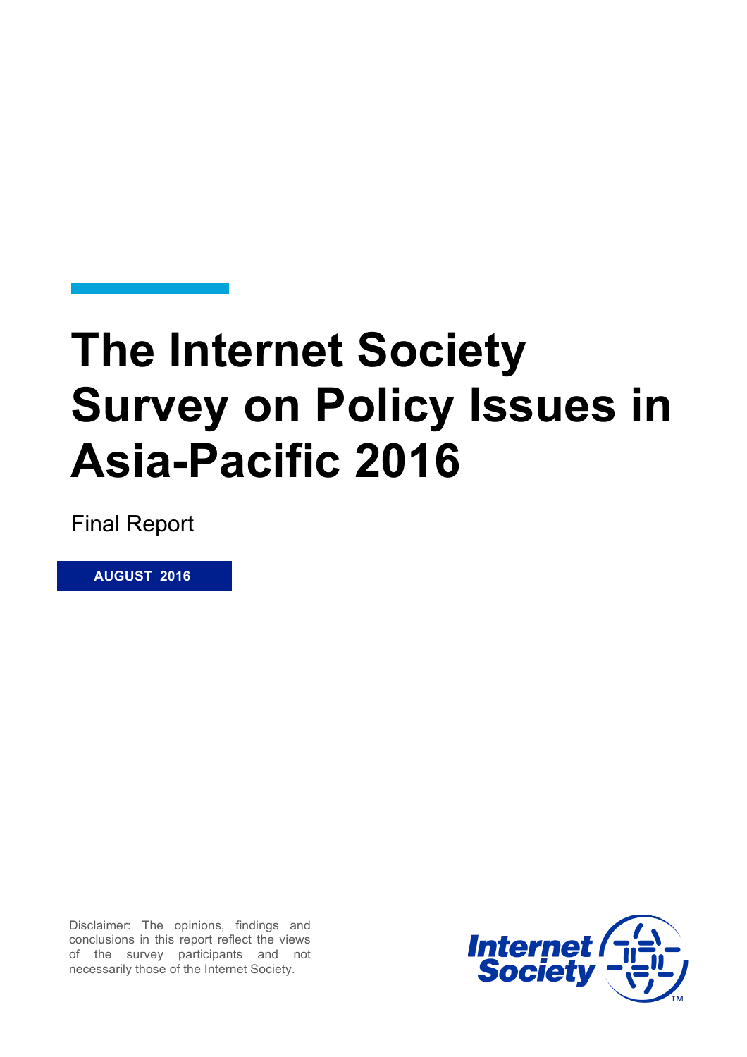# The Internet Society Survey on Policy Issues in Asia-Pacific 2016

Final Report

**AUGUST 2016**

Disclaimer: The opinions, findings and conclusions in this report reflect the views of the survey participants and not necessarily those of the Internet Society.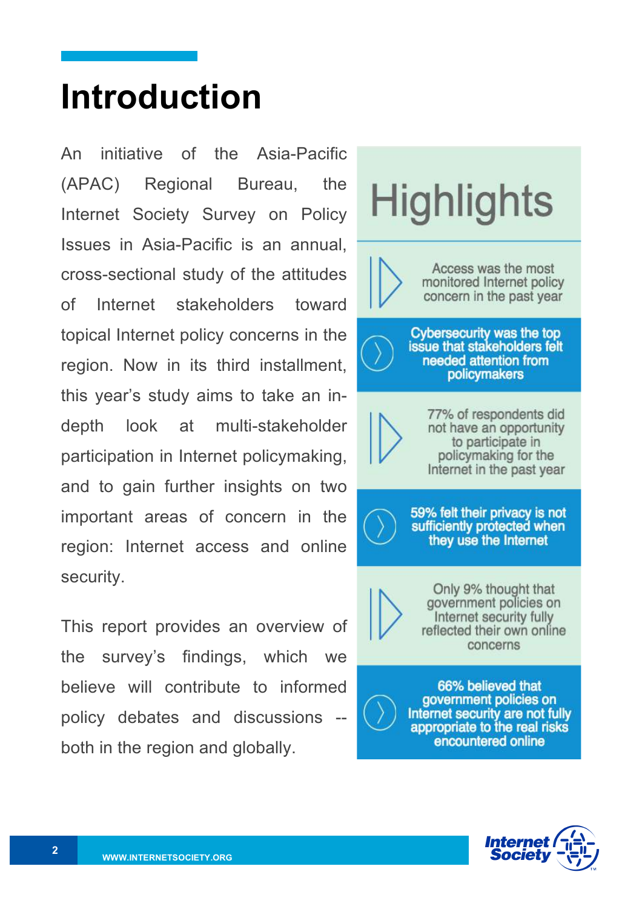# Introduction

An initiative of the Asia-Pacific (APAC) Regional Bureau, the Internet Society Survey on Policy Issues in Asia-Pacific is an annual, cross-sectional study of the attitudes of Internet stakeholders toward topical Internet policy concerns in the region. Now in its third installment, this year's study aims to take an in-depth look at multi-stakeholder participation in Internet policymaking, and to gain further insights on two important areas of concern in the region: Internet access and online security.

This report provides an overview of the survey's findings, which we believe will contribute to informed policy debates and discussions -- both in the region and globally.

## Highlights

- Access was the most monitored Internet policy concern in the past year
- Cybersecurity was the top issue that stakeholders felt needed attention from policymakers
- 77% of respondents did not have an opportunity to participate in policymaking for the Internet in the past year
- 59% felt their privacy is not sufficiently protected when they use the Internet
- Only 9% thought that government policies on Internet security fully reflected their own online concerns
- 66% believed that government policies on Internet security are not fully appropriate to the real risks encountered online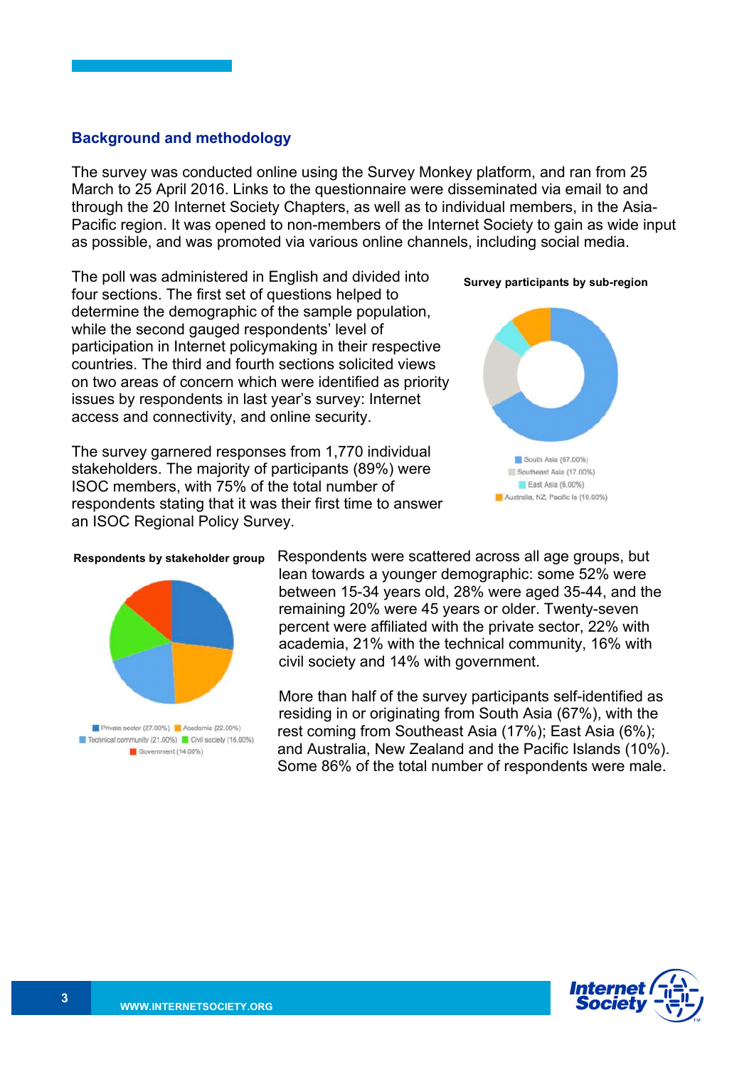## Background and methodology

The survey was conducted online using the Survey Monkey platform, and ran from 25 March to 25 April 2016. Links to the questionnaire were disseminated via email to and through the 20 Internet Society Chapters, as well as to individual members, in the Asia-Pacific region. It was opened to non-members of the Internet Society to gain as wide input as possible, and was promoted via various online channels, including social media.

The poll was administered in English and divided into four sections. The first set of questions helped to determine the demographic of the sample population, while the second gauged respondents' level of participation in Internet policymaking in their respective countries. The third and fourth sections solicited views on two areas of concern which were identified as priority issues by respondents in last year's survey: Internet access and connectivity, and online security.

**Survey participants by sub-region**

- South Asia (67.00%)
- Southeast Asia (17.00%)
- East Asia (6.00%)
- Australia, NZ, Pacific Is (10.00%)

The survey garnered responses from 1,770 individual stakeholders. The majority of participants (89%) were ISOC members, with 75% of the total number of respondents stating that it was their first time to answer an ISOC Regional Policy Survey.

**Respondents by stakeholder group**

- Private sector (27.00%)
- Academia (22.00%)
- Technical community (21.00%)
- Civil society (16.00%)
- Government (14.00%)

Respondents were scattered across all age groups, but lean towards a younger demographic: some 52% were between 15-34 years old, 28% were aged 35-44, and the remaining 20% were 45 years or older. Twenty-seven percent were affiliated with the private sector, 22% with academia, 21% with the technical community, 16% with civil society and 14% with government.

More than half of the survey participants self-identified as residing in or originating from South Asia (67%), with the rest coming from Southeast Asia (17%); East Asia (6%); and Australia, New Zealand and the Pacific Islands (10%). Some 86% of the total number of respondents were male.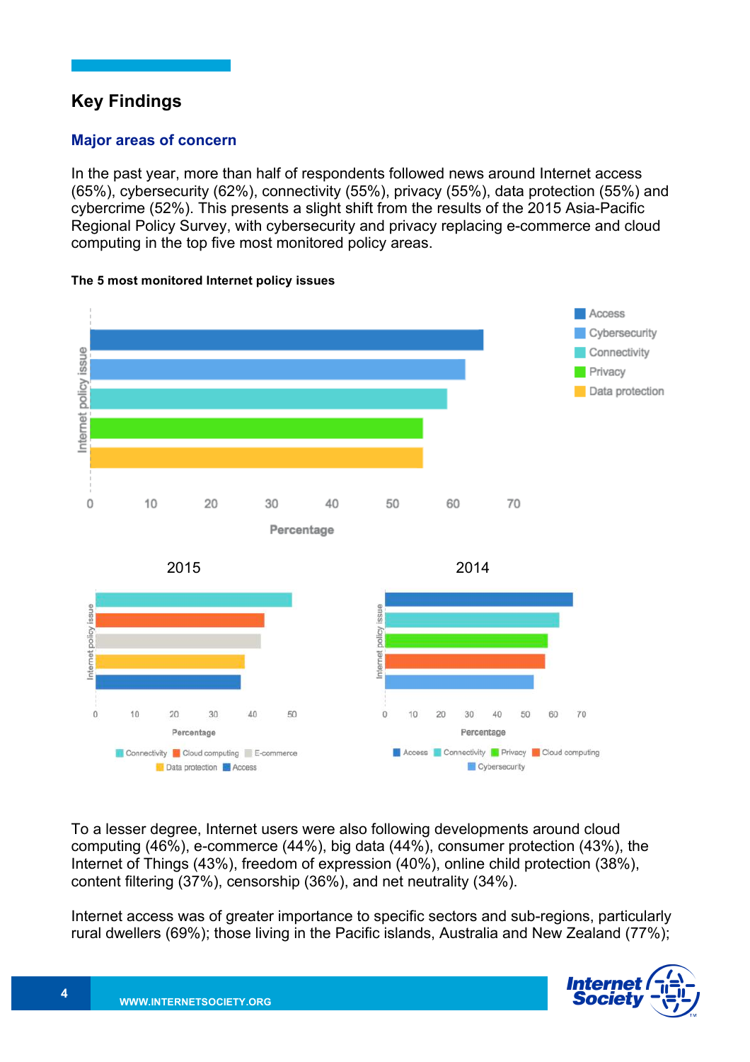## Key Findings

### Major areas of concern

In the past year, more than half of respondents followed news around Internet access (65%), cybersecurity (62%), connectivity (55%), privacy (55%), data protection (55%) and cybercrime (52%). This presents a slight shift from the results of the 2015 Asia-Pacific Regional Policy Survey, with cybersecurity and privacy replacing e-commerce and cloud computing in the top five most monitored policy areas.

**The 5 most monitored Internet policy issues**

To a lesser degree, Internet users were also following developments around cloud computing (46%), e-commerce (44%), big data (44%), consumer protection (43%), the Internet of Things (43%), freedom of expression (40%), online child protection (38%), content filtering (37%), censorship (36%), and net neutrality (34%).

Internet access was of greater importance to specific sectors and sub-regions, particularly rural dwellers (69%); those living in the Pacific islands, Australia and New Zealand (77%);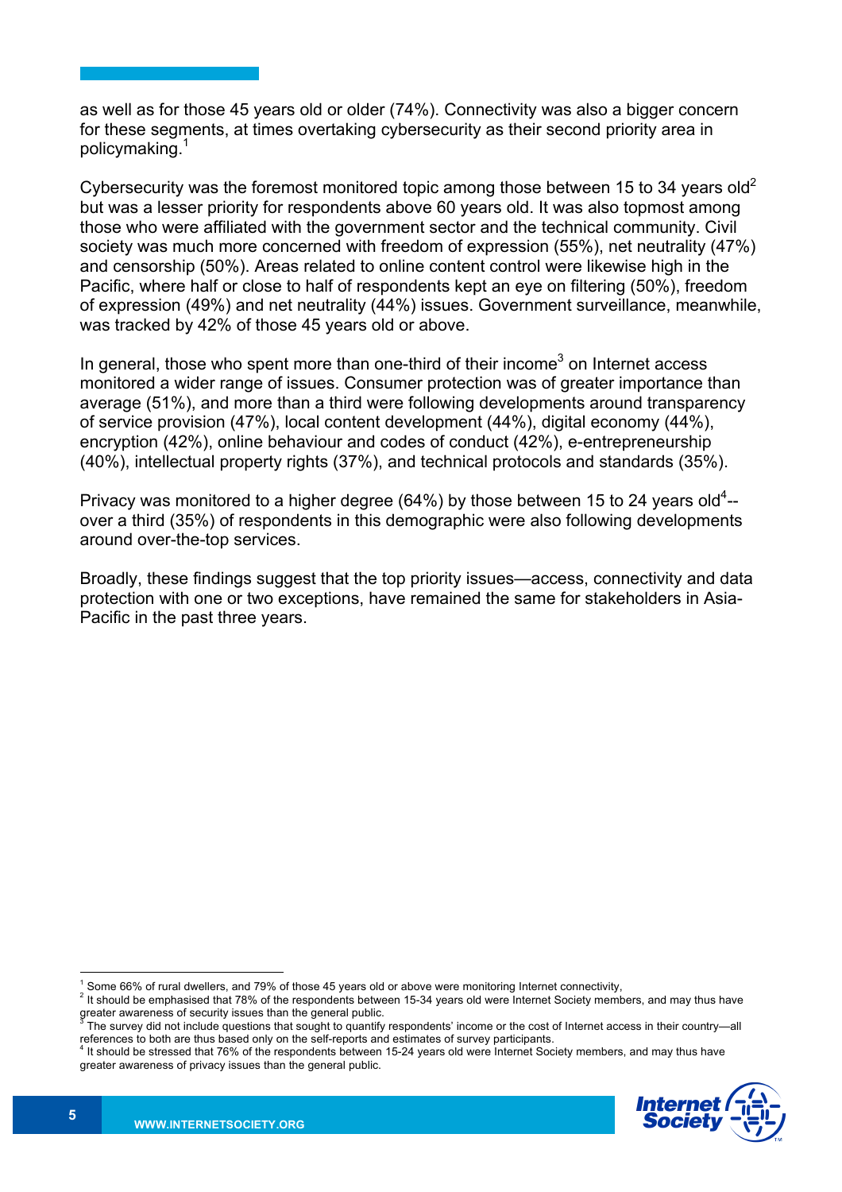as well as for those 45 years old or older (74%). Connectivity was also a bigger concern for these segments, at times overtaking cybersecurity as their second priority area in policymaking.[1]

Cybersecurity was the foremost monitored topic among those between 15 to 34 years old[2] but was a lesser priority for respondents above 60 years old. It was also topmost among those who were affiliated with the government sector and the technical community. Civil society was much more concerned with freedom of expression (55%), net neutrality (47%) and censorship (50%). Areas related to online content control were likewise high in the Pacific, where half or close to half of respondents kept an eye on filtering (50%), freedom of expression (49%) and net neutrality (44%) issues. Government surveillance, meanwhile, was tracked by 42% of those 45 years old or above.

In general, those who spent more than one-third of their income[3] on Internet access monitored a wider range of issues. Consumer protection was of greater importance than average (51%), and more than a third were following developments around transparency of service provision (47%), local content development (44%), digital economy (44%), encryption (42%), online behaviour and codes of conduct (42%), e-entrepreneurship (40%), intellectual property rights (37%), and technical protocols and standards (35%).

Privacy was monitored to a higher degree (64%) by those between 15 to 24 years old[4]--over a third (35%) of respondents in this demographic were also following developments around over-the-top services.

Broadly, these findings suggest that the top priority issues—access, connectivity and data protection with one or two exceptions, have remained the same for stakeholders in Asia-Pacific in the past three years.

---

[1] Some 66% of rural dwellers, and 79% of those 45 years old or above were monitoring Internet connectivity,

[2] It should be emphasised that 78% of the respondents between 15-34 years old were Internet Society members, and may thus have greater awareness of security issues than the general public.

[3] The survey did not include questions that sought to quantify respondents' income or the cost of Internet access in their country—all references to both are thus based only on the self-reports and estimates of survey participants.

[4] It should be stressed that 76% of the respondents between 15-24 years old were Internet Society members, and may thus have greater awareness of privacy issues than the general public.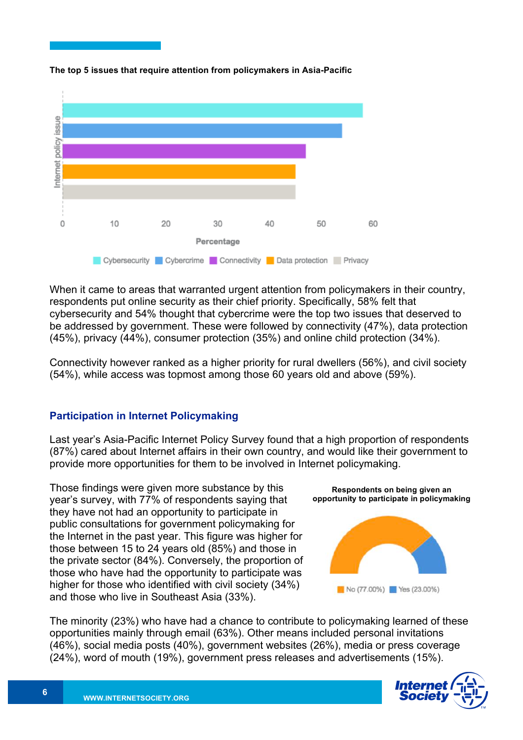**The top 5 issues that require attention from policymakers in Asia-Pacific**

When it came to areas that warranted urgent attention from policymakers in their country, respondents put online security as their chief priority. Specifically, 58% felt that cybersecurity and 54% thought that cybercrime were the top two issues that deserved to be addressed by government. These were followed by connectivity (47%), data protection (45%), privacy (44%), consumer protection (35%) and online child protection (34%).

Connectivity however ranked as a higher priority for rural dwellers (56%), and civil society (54%), while access was topmost among those 60 years old and above (59%).

## Participation in Internet Policymaking

Last year's Asia-Pacific Internet Policy Survey found that a high proportion of respondents (87%) cared about Internet affairs in their own country, and would like their government to provide more opportunities for them to be involved in Internet policymaking.

Those findings were given more substance by this year's survey, with 77% of respondents saying that they have not had an opportunity to participate in public consultations for government policymaking for the Internet in the past year. This figure was higher for those between 15 to 24 years old (85%) and those in the private sector (84%). Conversely, the proportion of those who have had the opportunity to participate was higher for those who identified with civil society (34%) and those who live in Southeast Asia (33%).

**Respondents on being given an opportunity to participate in policymaking**

The minority (23%) who have had a chance to contribute to policymaking learned of these opportunities mainly through email (63%). Other means included personal invitations (46%), social media posts (40%), government websites (26%), media or press coverage (24%), word of mouth (19%), government press releases and advertisements (15%).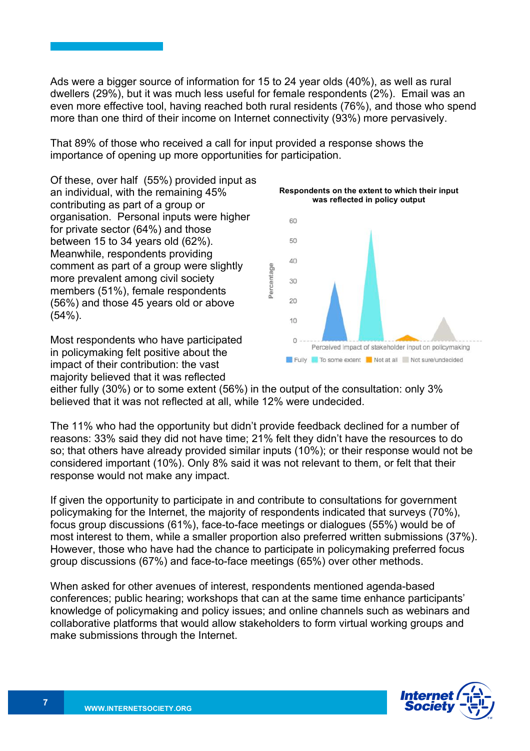Ads were a bigger source of information for 15 to 24 year olds (40%), as well as rural dwellers (29%), but it was much less useful for female respondents (2%). Email was an even more effective tool, having reached both rural residents (76%), and those who spend more than one third of their income on Internet connectivity (93%) more pervasively.

That 89% of those who received a call for input provided a response shows the importance of opening up more opportunities for participation.

Of these, over half (55%) provided input as an individual, with the remaining 45% contributing as part of a group or organisation. Personal inputs were higher for private sector (64%) and those between 15 to 34 years old (62%). Meanwhile, respondents providing comment as part of a group were slightly more prevalent among civil society members (51%), female respondents (56%) and those 45 years old or above (54%).

**Respondents on the extent to which their input was reflected in policy output**

Most respondents who have participated in policymaking felt positive about the impact of their contribution: the vast majority believed that it was reflected either fully (30%) or to some extent (56%) in the output of the consultation: only 3% believed that it was not reflected at all, while 12% were undecided.

The 11% who had the opportunity but didn't provide feedback declined for a number of reasons: 33% said they did not have time; 21% felt they didn't have the resources to do so; that others have already provided similar inputs (10%); or their response would not be considered important (10%). Only 8% said it was not relevant to them, or felt that their response would not make any impact.

If given the opportunity to participate in and contribute to consultations for government policymaking for the Internet, the majority of respondents indicated that surveys (70%), focus group discussions (61%), face-to-face meetings or dialogues (55%) would be of most interest to them, while a smaller proportion also preferred written submissions (37%). However, those who have had the chance to participate in policymaking preferred focus group discussions (67%) and face-to-face meetings (65%) over other methods.

When asked for other avenues of interest, respondents mentioned agenda-based conferences; public hearing; workshops that can at the same time enhance participants' knowledge of policymaking and policy issues; and online channels such as webinars and collaborative platforms that would allow stakeholders to form virtual working groups and make submissions through the Internet.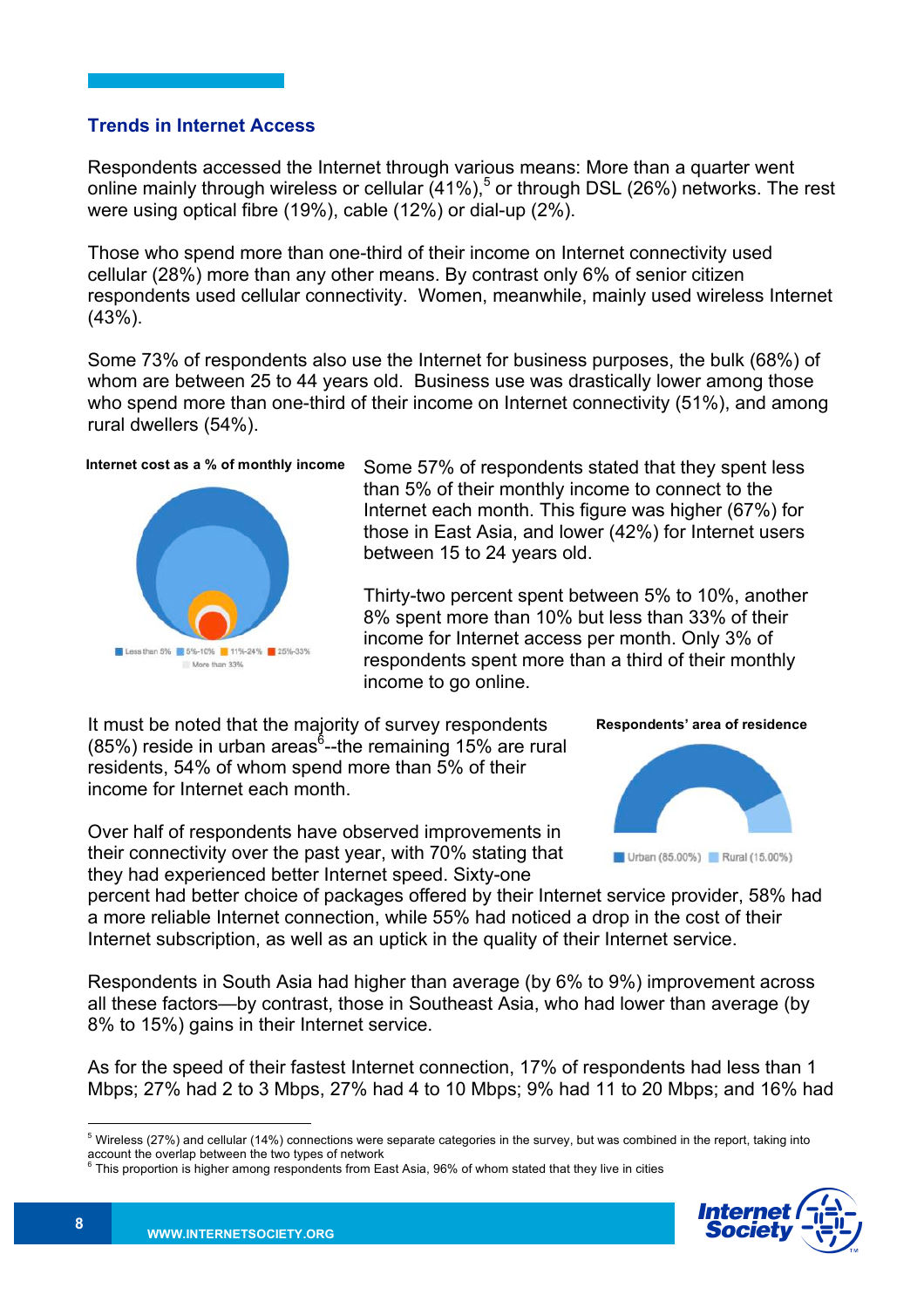## Trends in Internet Access

Respondents accessed the Internet through various means: More than a quarter went online mainly through wireless or cellular (41%),[5] or through DSL (26%) networks. The rest were using optical fibre (19%), cable (12%) or dial-up (2%).

Those who spend more than one-third of their income on Internet connectivity used cellular (28%) more than any other means. By contrast only 6% of senior citizen respondents used cellular connectivity. Women, meanwhile, mainly used wireless Internet (43%).

Some 73% of respondents also use the Internet for business purposes, the bulk (68%) of whom are between 25 to 44 years old. Business use was drastically lower among those who spend more than one-third of their income on Internet connectivity (51%), and among rural dwellers (54%).

**Internet cost as a % of monthly income**

Less than 5% | 5%-10% | 11%-24% | 25%-33% | More than 33%

Some 57% of respondents stated that they spent less than 5% of their monthly income to connect to the Internet each month. This figure was higher (67%) for those in East Asia, and lower (42%) for Internet users between 15 to 24 years old.

Thirty-two percent spent between 5% to 10%, another 8% spent more than 10% but less than 33% of their income for Internet access per month. Only 3% of respondents spent more than a third of their monthly income to go online.

It must be noted that the majority of survey respondents (85%) reside in urban areas[6]--the remaining 15% are rural residents, 54% of whom spend more than 5% of their income for Internet each month.

**Respondents' area of residence**

Urban (85.00%) | Rural (15.00%)

Over half of respondents have observed improvements in their connectivity over the past year, with 70% stating that they had experienced better Internet speed. Sixty-one percent had better choice of packages offered by their Internet service provider, 58% had a more reliable Internet connection, while 55% had noticed a drop in the cost of their Internet subscription, as well as an uptick in the quality of their Internet service.

Respondents in South Asia had higher than average (by 6% to 9%) improvement across all these factors—by contrast, those in Southeast Asia, who had lower than average (by 8% to 15%) gains in their Internet service.

As for the speed of their fastest Internet connection, 17% of respondents had less than 1 Mbps; 27% had 2 to 3 Mbps, 27% had 4 to 10 Mbps; 9% had 11 to 20 Mbps; and 16% had

---

[5] Wireless (27%) and cellular (14%) connections were separate categories in the survey, but was combined in the report, taking into account the overlap between the two types of network

[6] This proportion is higher among respondents from East Asia, 96% of whom stated that they live in cities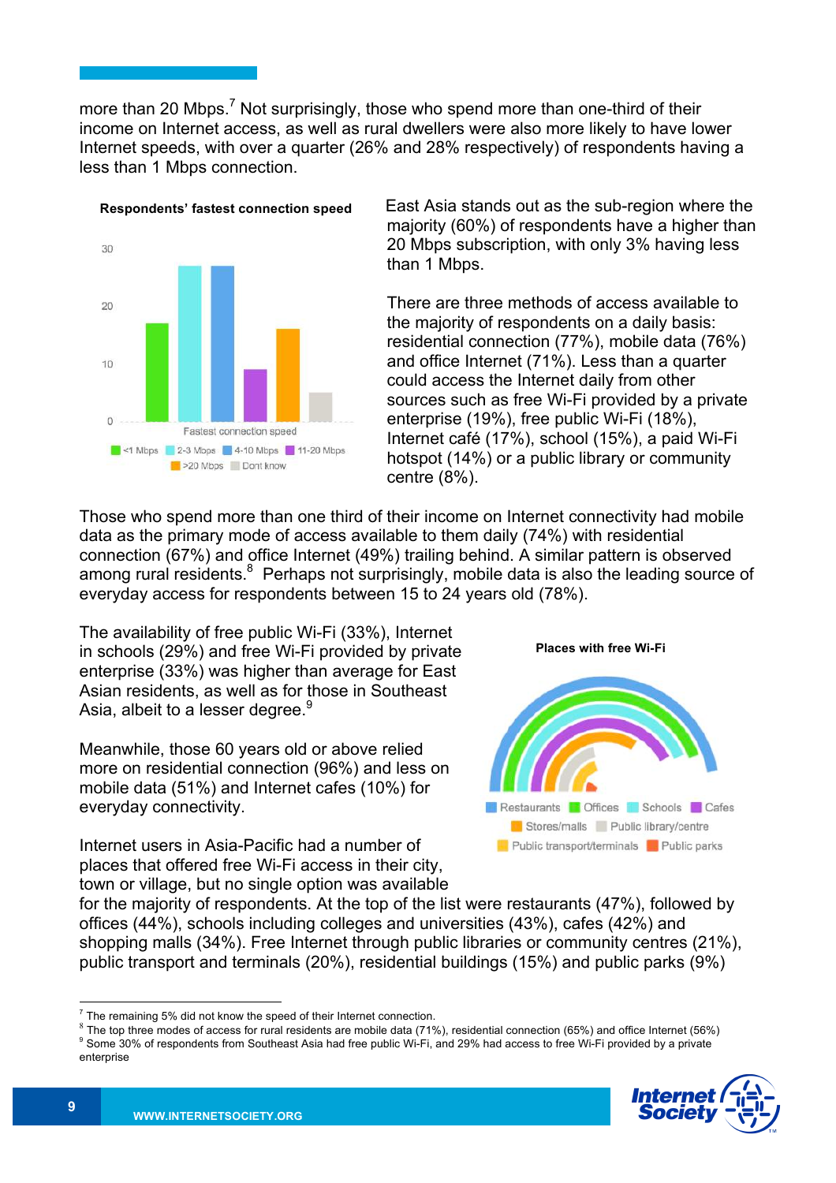more than 20 Mbps.[7] Not surprisingly, those who spend more than one-third of their income on Internet access, as well as rural dwellers were also more likely to have lower Internet speeds, with over a quarter (26% and 28% respectively) of respondents having a less than 1 Mbps connection.

**Respondents' fastest connection speed**

East Asia stands out as the sub-region where the majority (60%) of respondents have a higher than 20 Mbps subscription, with only 3% having less than 1 Mbps.

There are three methods of access available to the majority of respondents on a daily basis: residential connection (77%), mobile data (76%) and office Internet (71%). Less than a quarter could access the Internet daily from other sources such as free Wi-Fi provided by a private enterprise (19%), free public Wi-Fi (18%), Internet café (17%), school (15%), a paid Wi-Fi hotspot (14%) or a public library or community centre (8%).

Those who spend more than one third of their income on Internet connectivity had mobile data as the primary mode of access available to them daily (74%) with residential connection (67%) and office Internet (49%) trailing behind. A similar pattern is observed among rural residents.[8] Perhaps not surprisingly, mobile data is also the leading source of everyday access for respondents between 15 to 24 years old (78%).

The availability of free public Wi-Fi (33%), Internet in schools (29%) and free Wi-Fi provided by private enterprise (33%) was higher than average for East Asian residents, as well as for those in Southeast Asia, albeit to a lesser degree.[9]

**Places with free Wi-Fi**

Meanwhile, those 60 years old or above relied more on residential connection (96%) and less on mobile data (51%) and Internet cafes (10%) for everyday connectivity.

Internet users in Asia-Pacific had a number of places that offered free Wi-Fi access in their city, town or village, but no single option was available for the majority of respondents. At the top of the list were restaurants (47%), followed by offices (44%), schools including colleges and universities (43%), cafes (42%) and shopping malls (34%). Free Internet through public libraries or community centres (21%), public transport and terminals (20%), residential buildings (15%) and public parks (9%)

[7] The remaining 5% did not know the speed of their Internet connection.

[8] The top three modes of access for rural residents are mobile data (71%), residential connection (65%) and office Internet (56%)

[9] Some 30% of respondents from Southeast Asia had free public Wi-Fi, and 29% had access to free Wi-Fi provided by a private enterprise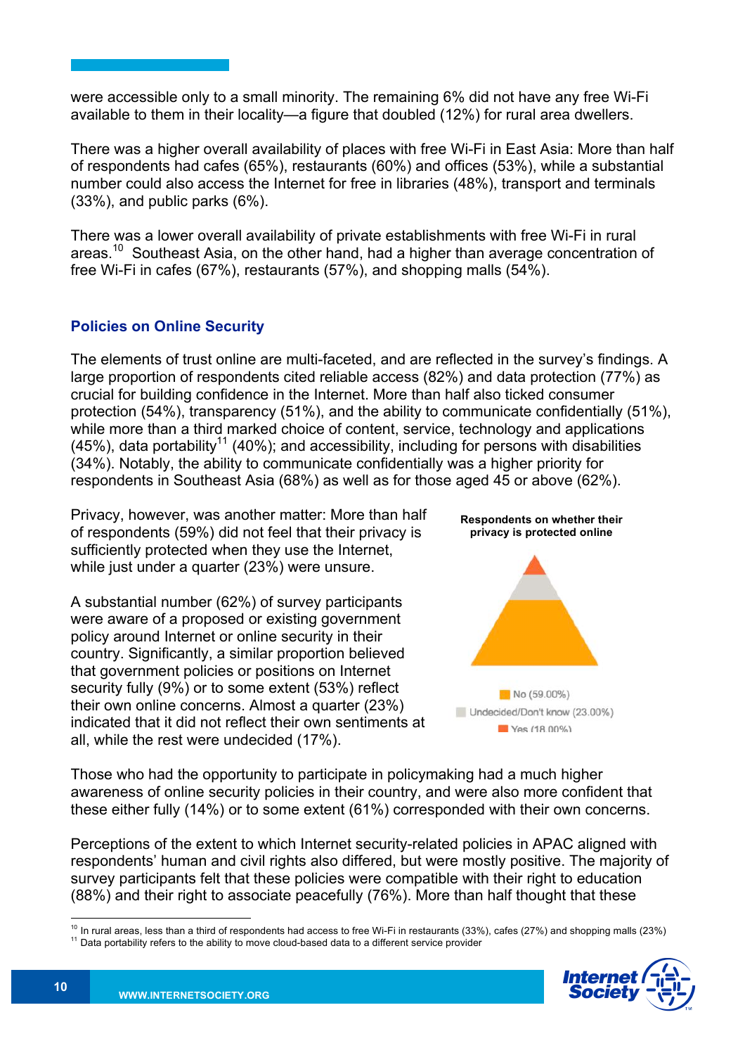were accessible only to a small minority. The remaining 6% did not have any free Wi-Fi available to them in their locality—a figure that doubled (12%) for rural area dwellers.

There was a higher overall availability of places with free Wi-Fi in East Asia: More than half of respondents had cafes (65%), restaurants (60%) and offices (53%), while a substantial number could also access the Internet for free in libraries (48%), transport and terminals (33%), and public parks (6%).

There was a lower overall availability of private establishments with free Wi-Fi in rural areas.[10] Southeast Asia, on the other hand, had a higher than average concentration of free Wi-Fi in cafes (67%), restaurants (57%), and shopping malls (54%).

## Policies on Online Security

The elements of trust online are multi-faceted, and are reflected in the survey's findings. A large proportion of respondents cited reliable access (82%) and data protection (77%) as crucial for building confidence in the Internet. More than half also ticked consumer protection (54%), transparency (51%), and the ability to communicate confidentially (51%), while more than a third marked choice of content, service, technology and applications (45%), data portability[11] (40%); and accessibility, including for persons with disabilities (34%). Notably, the ability to communicate confidentially was a higher priority for respondents in Southeast Asia (68%) as well as for those aged 45 or above (62%).

Privacy, however, was another matter: More than half of respondents (59%) did not feel that their privacy is sufficiently protected when they use the Internet, while just under a quarter (23%) were unsure.

**Respondents on whether their privacy is protected online**

- No (59.00%)
- Undecided/Don't know (23.00%)
- Yes (18.00%)

A substantial number (62%) of survey participants were aware of a proposed or existing government policy around Internet or online security in their country. Significantly, a similar proportion believed that government policies or positions on Internet security fully (9%) or to some extent (53%) reflect their own online concerns. Almost a quarter (23%) indicated that it did not reflect their own sentiments at all, while the rest were undecided (17%).

Those who had the opportunity to participate in policymaking had a much higher awareness of online security policies in their country, and were also more confident that these either fully (14%) or to some extent (61%) corresponded with their own concerns.

Perceptions of the extent to which Internet security-related policies in APAC aligned with respondents' human and civil rights also differed, but were mostly positive. The majority of survey participants felt that these policies were compatible with their right to education (88%) and their right to associate peacefully (76%). More than half thought that these

---

[10] In rural areas, less than a third of respondents had access to free Wi-Fi in restaurants (33%), cafes (27%) and shopping malls (23%)

[11] Data portability refers to the ability to move cloud-based data to a different service provider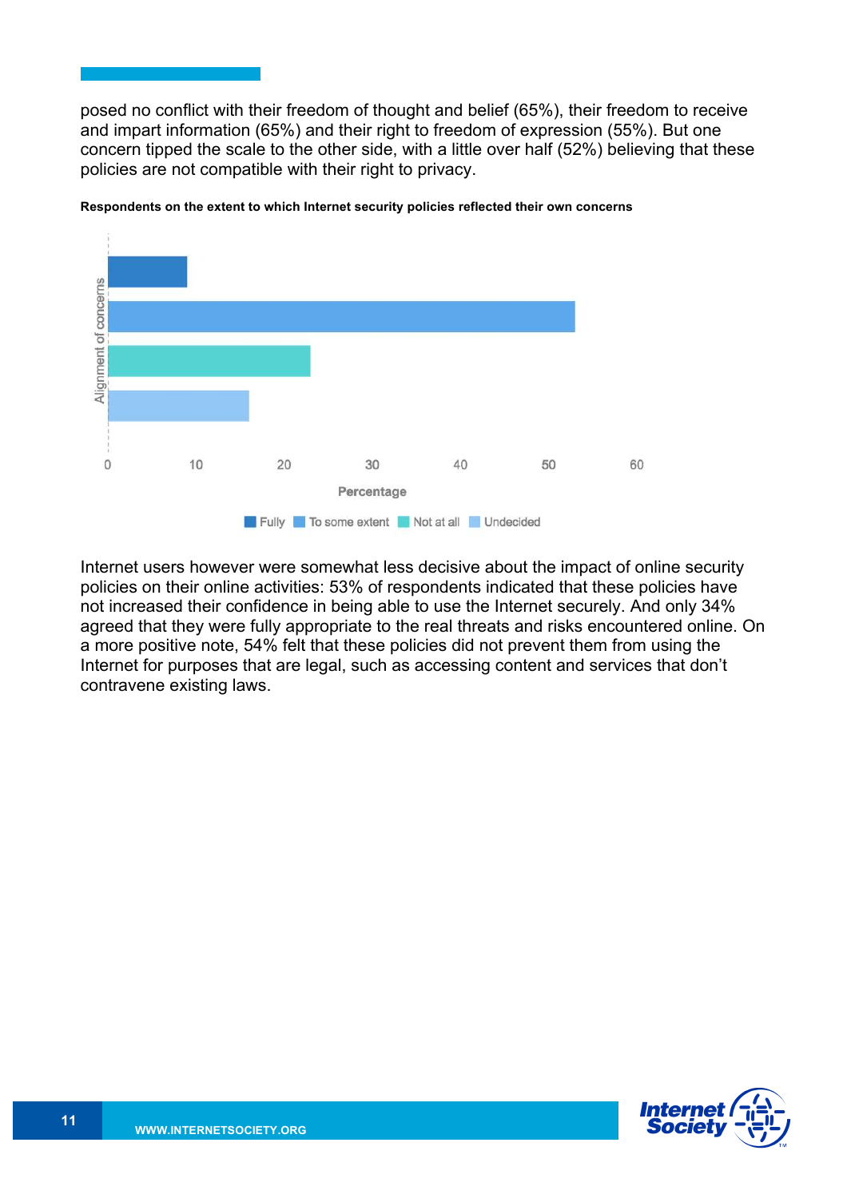posed no conflict with their freedom of thought and belief (65%), their freedom to receive and impart information (65%) and their right to freedom of expression (55%). But one concern tipped the scale to the other side, with a little over half (52%) believing that these policies are not compatible with their right to privacy.

**Respondents on the extent to which Internet security policies reflected their own concerns**

Alignment of concerns

0 10 20 30 40 50 60

Percentage

Fully · To some extent · Not at all · Undecided

Internet users however were somewhat less decisive about the impact of online security policies on their online activities: 53% of respondents indicated that these policies have not increased their confidence in being able to use the Internet securely. And only 34% agreed that they were fully appropriate to the real threats and risks encountered online. On a more positive note, 54% felt that these policies did not prevent them from using the Internet for purposes that are legal, such as accessing content and services that don't contravene existing laws.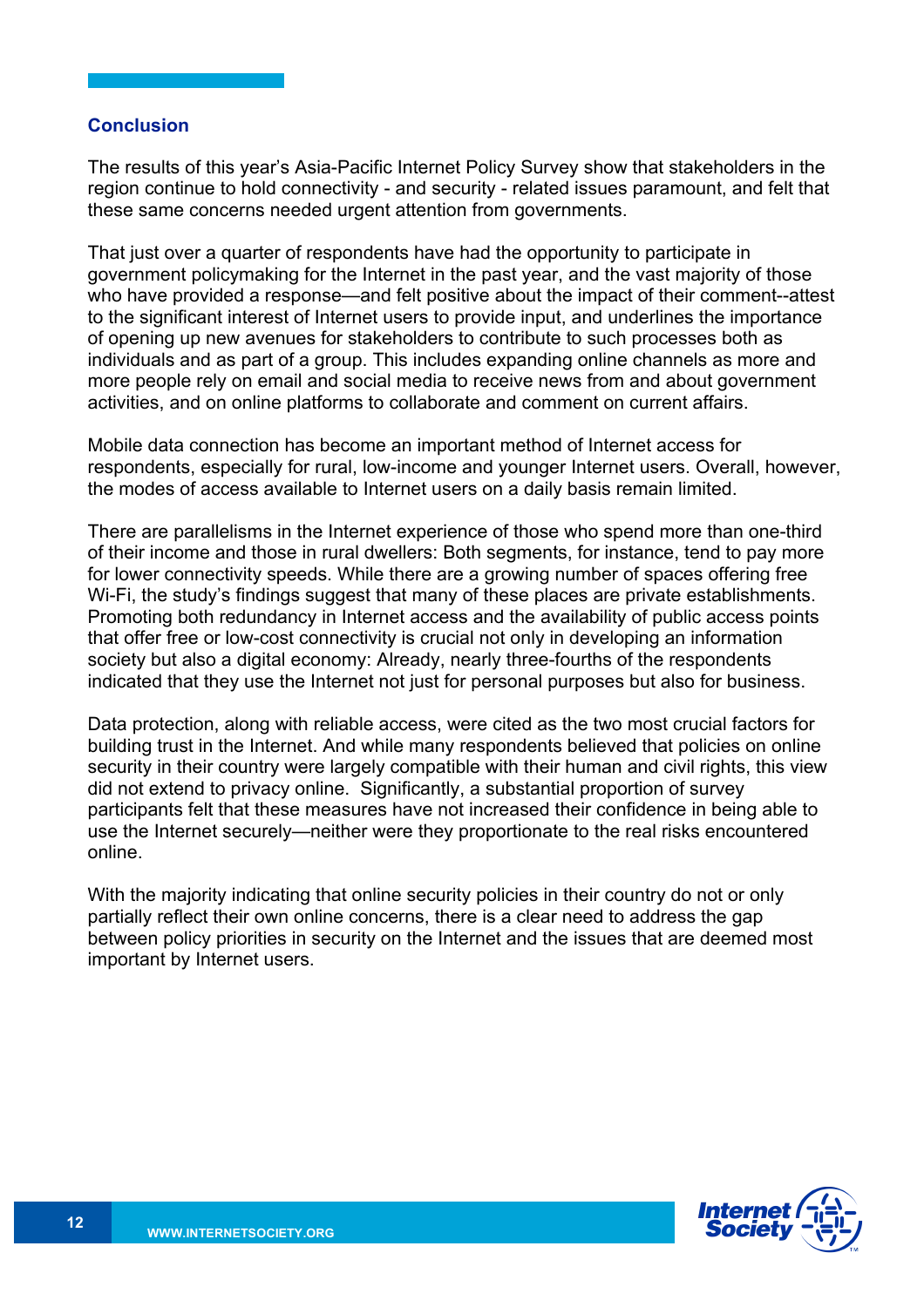## Conclusion

The results of this year's Asia-Pacific Internet Policy Survey show that stakeholders in the region continue to hold connectivity - and security - related issues paramount, and felt that these same concerns needed urgent attention from governments.

That just over a quarter of respondents have had the opportunity to participate in government policymaking for the Internet in the past year, and the vast majority of those who have provided a response—and felt positive about the impact of their comment--attest to the significant interest of Internet users to provide input, and underlines the importance of opening up new avenues for stakeholders to contribute to such processes both as individuals and as part of a group. This includes expanding online channels as more and more people rely on email and social media to receive news from and about government activities, and on online platforms to collaborate and comment on current affairs.

Mobile data connection has become an important method of Internet access for respondents, especially for rural, low-income and younger Internet users. Overall, however, the modes of access available to Internet users on a daily basis remain limited.

There are parallelisms in the Internet experience of those who spend more than one-third of their income and those in rural dwellers: Both segments, for instance, tend to pay more for lower connectivity speeds. While there are a growing number of spaces offering free Wi-Fi, the study's findings suggest that many of these places are private establishments. Promoting both redundancy in Internet access and the availability of public access points that offer free or low-cost connectivity is crucial not only in developing an information society but also a digital economy: Already, nearly three-fourths of the respondents indicated that they use the Internet not just for personal purposes but also for business.

Data protection, along with reliable access, were cited as the two most crucial factors for building trust in the Internet. And while many respondents believed that policies on online security in their country were largely compatible with their human and civil rights, this view did not extend to privacy online. Significantly, a substantial proportion of survey participants felt that these measures have not increased their confidence in being able to use the Internet securely—neither were they proportionate to the real risks encountered online.

With the majority indicating that online security policies in their country do not or only partially reflect their own online concerns, there is a clear need to address the gap between policy priorities in security on the Internet and the issues that are deemed most important by Internet users.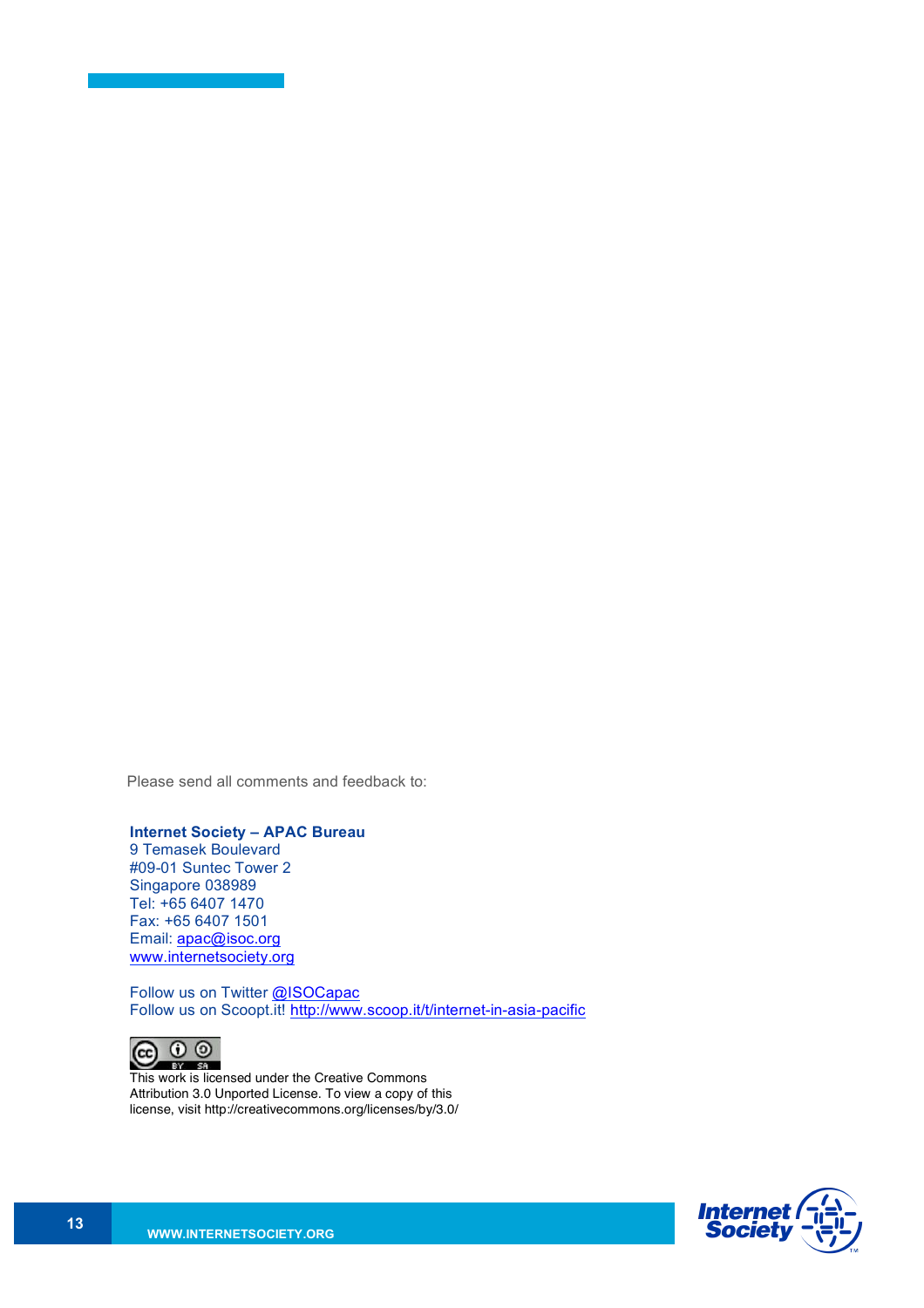Please send all comments and feedback to:

**Internet Society – APAC Bureau**
9 Temasek Boulevard
#09-01 Suntec Tower 2
Singapore 038989
Tel: +65 6407 1470
Fax: +65 6407 1501
Email: apac@isoc.org
www.internetsociety.org

Follow us on Twitter @ISOCapac
Follow us on Scoopt.it! http://www.scoop.it/t/internet-in-asia-pacific

This work is licensed under the Creative Commons Attribution 3.0 Unported License. To view a copy of this license, visit http://creativecommons.org/licenses/by/3.0/